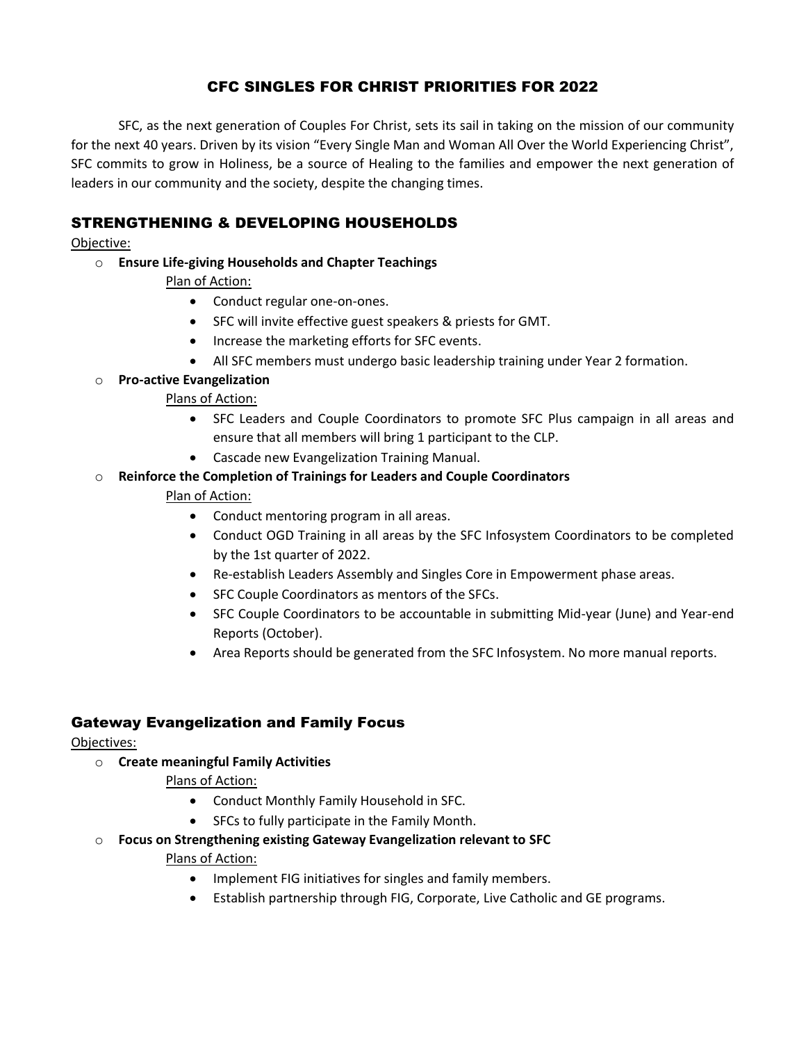# CFC SINGLES FOR CHRIST PRIORITIES FOR 2022

SFC, as the next generation of Couples For Christ, sets its sail in taking on the mission of our community for the next 40 years. Driven by its vision "Every Single Man and Woman All Over the World Experiencing Christ", SFC commits to grow in Holiness, be a source of Healing to the families and empower the next generation of leaders in our community and the society, despite the changing times.

## STRENGTHENING & DEVELOPING HOUSEHOLDS

Objective:

- **Ensure Life-giving Households and Chapter Teachings**

  Plan of Action:

  - Conduct regular one-on-ones.
  - SFC will invite effective guest speakers & priests for GMT.
  - Increase the marketing efforts for SFC events.
  - All SFC members must undergo basic leadership training under Year 2 formation.

- **Pro-active Evangelization**

  Plans of Action:

  - SFC Leaders and Couple Coordinators to promote SFC Plus campaign in all areas and ensure that all members will bring 1 participant to the CLP.
  - Cascade new Evangelization Training Manual.

- **Reinforce the Completion of Trainings for Leaders and Couple Coordinators**

  Plan of Action:

  - Conduct mentoring program in all areas.
  - Conduct OGD Training in all areas by the SFC Infosystem Coordinators to be completed by the 1st quarter of 2022.
  - Re-establish Leaders Assembly and Singles Core in Empowerment phase areas.
  - SFC Couple Coordinators as mentors of the SFCs.
  - SFC Couple Coordinators to be accountable in submitting Mid-year (June) and Year-end Reports (October).
  - Area Reports should be generated from the SFC Infosystem. No more manual reports.

## Gateway Evangelization and Family Focus

Objectives:

- **Create meaningful Family Activities**

  Plans of Action:

  - Conduct Monthly Family Household in SFC.
  - SFCs to fully participate in the Family Month.

- **Focus on Strengthening existing Gateway Evangelization relevant to SFC**

  Plans of Action:

  - Implement FIG initiatives for singles and family members.
  - Establish partnership through FIG, Corporate, Live Catholic and GE programs.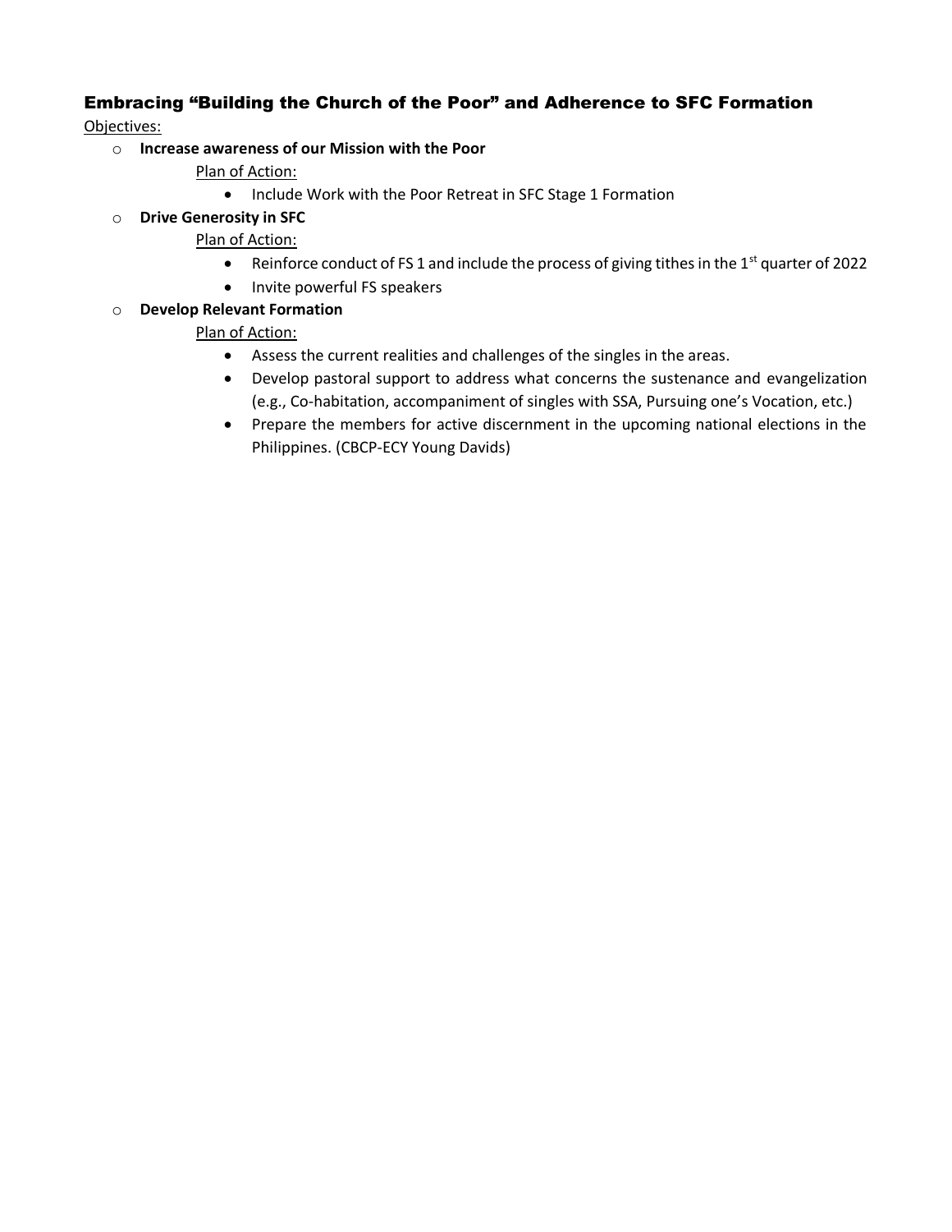## Embracing "Building the Church of the Poor" and Adherence to SFC Formation

Objectives:

- **Increase awareness of our Mission with the Poor**

  Plan of Action:

  - Include Work with the Poor Retreat in SFC Stage 1 Formation

- **Drive Generosity in SFC**

  Plan of Action:

  - Reinforce conduct of FS 1 and include the process of giving tithes in the 1st quarter of 2022
  - Invite powerful FS speakers

- **Develop Relevant Formation**

  Plan of Action:

  - Assess the current realities and challenges of the singles in the areas.
  - Develop pastoral support to address what concerns the sustenance and evangelization (e.g., Co-habitation, accompaniment of singles with SSA, Pursuing one's Vocation, etc.)
  - Prepare the members for active discernment in the upcoming national elections in the Philippines. (CBCP-ECY Young Davids)